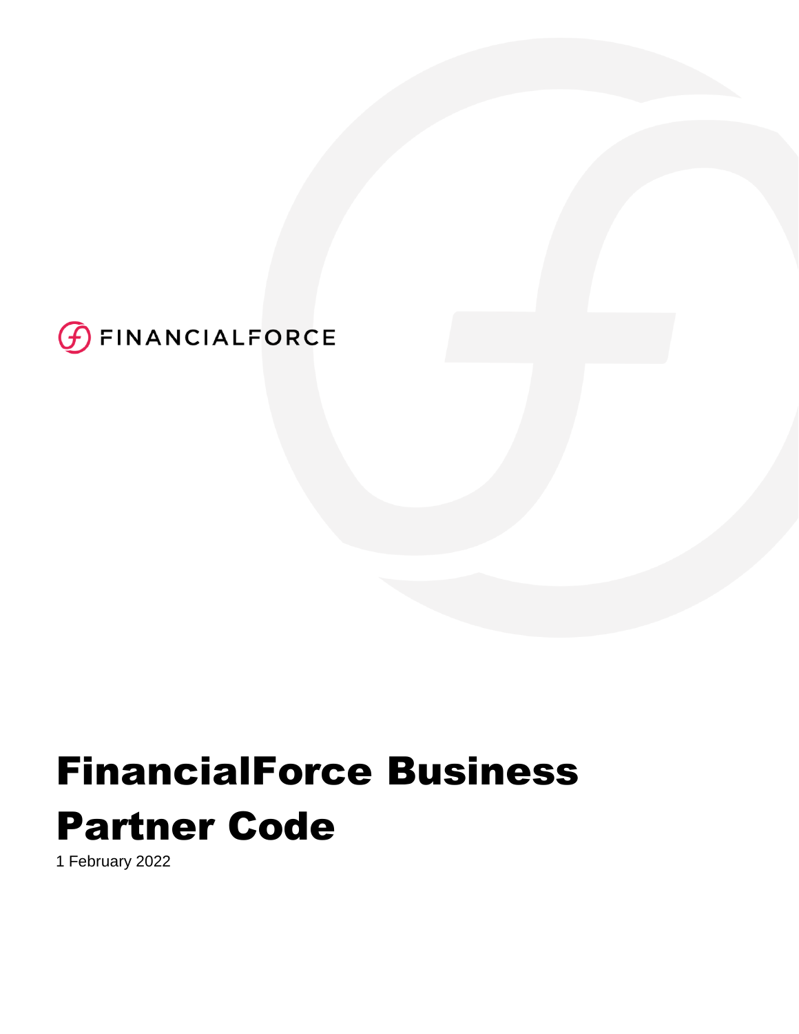FINANCIALFORCE

# FinancialForce Business Partner Code

1 February 2022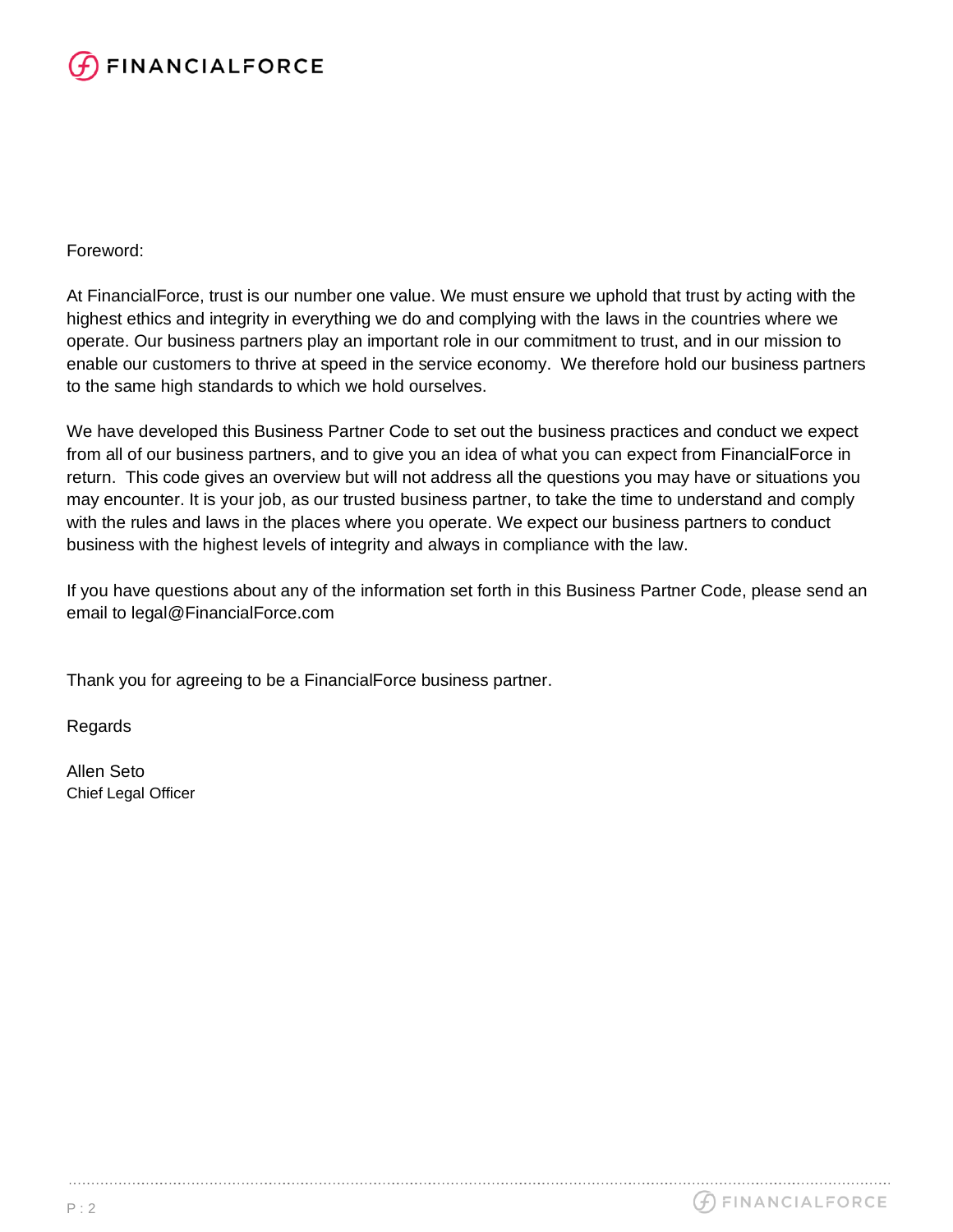Foreword:

At FinancialForce, trust is our number one value. We must ensure we uphold that trust by acting with the highest ethics and integrity in everything we do and complying with the laws in the countries where we operate. Our business partners play an important role in our commitment to trust, and in our mission to enable our customers to thrive at speed in the service economy. We therefore hold our business partners to the same high standards to which we hold ourselves.

We have developed this Business Partner Code to set out the business practices and conduct we expect from all of our business partners, and to give you an idea of what you can expect from FinancialForce in return. This code gives an overview but will not address all the questions you may have or situations you may encounter. It is your job, as our trusted business partner, to take the time to understand and comply with the rules and laws in the places where you operate. We expect our business partners to conduct business with the highest levels of integrity and always in compliance with the law.

If you have questions about any of the information set forth in this Business Partner Code, please send an email to legal@FinancialForce.com

Thank you for agreeing to be a FinancialForce business partner.

Regards

Allen Seto
Chief Legal Officer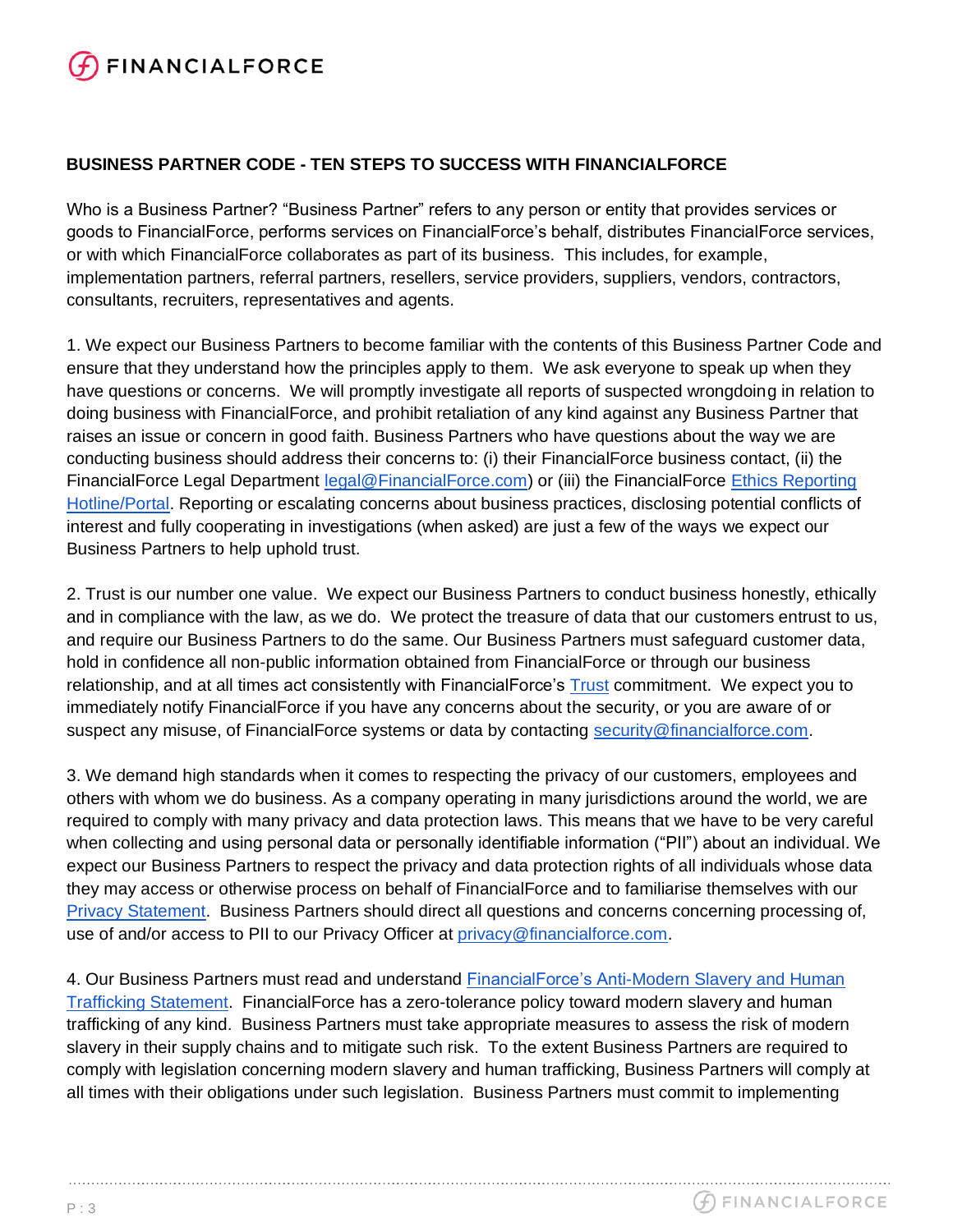**BUSINESS PARTNER CODE - TEN STEPS TO SUCCESS WITH FINANCIALFORCE**

Who is a Business Partner? "Business Partner" refers to any person or entity that provides services or goods to FinancialForce, performs services on FinancialForce's behalf, distributes FinancialForce services, or with which FinancialForce collaborates as part of its business. This includes, for example, implementation partners, referral partners, resellers, service providers, suppliers, vendors, contractors, consultants, recruiters, representatives and agents.

1. We expect our Business Partners to become familiar with the contents of this Business Partner Code and ensure that they understand how the principles apply to them. We ask everyone to speak up when they have questions or concerns. We will promptly investigate all reports of suspected wrongdoing in relation to doing business with FinancialForce, and prohibit retaliation of any kind against any Business Partner that raises an issue or concern in good faith. Business Partners who have questions about the way we are conducting business should address their concerns to: (i) their FinancialForce business contact, (ii) the FinancialForce Legal Department legal@FinancialForce.com) or (iii) the FinancialForce Ethics Reporting Hotline/Portal. Reporting or escalating concerns about business practices, disclosing potential conflicts of interest and fully cooperating in investigations (when asked) are just a few of the ways we expect our Business Partners to help uphold trust.

2. Trust is our number one value. We expect our Business Partners to conduct business honestly, ethically and in compliance with the law, as we do. We protect the treasure of data that our customers entrust to us, and require our Business Partners to do the same. Our Business Partners must safeguard customer data, hold in confidence all non-public information obtained from FinancialForce or through our business relationship, and at all times act consistently with FinancialForce's Trust commitment. We expect you to immediately notify FinancialForce if you have any concerns about the security, or you are aware of or suspect any misuse, of FinancialForce systems or data by contacting security@financialforce.com.

3. We demand high standards when it comes to respecting the privacy of our customers, employees and others with whom we do business. As a company operating in many jurisdictions around the world, we are required to comply with many privacy and data protection laws. This means that we have to be very careful when collecting and using personal data or personally identifiable information ("PII") about an individual. We expect our Business Partners to respect the privacy and data protection rights of all individuals whose data they may access or otherwise process on behalf of FinancialForce and to familiarise themselves with our Privacy Statement. Business Partners should direct all questions and concerns concerning processing of, use of and/or access to PII to our Privacy Officer at privacy@financialforce.com.

4. Our Business Partners must read and understand FinancialForce's Anti-Modern Slavery and Human Trafficking Statement. FinancialForce has a zero-tolerance policy toward modern slavery and human trafficking of any kind. Business Partners must take appropriate measures to assess the risk of modern slavery in their supply chains and to mitigate such risk. To the extent Business Partners are required to comply with legislation concerning modern slavery and human trafficking, Business Partners will comply at all times with their obligations under such legislation. Business Partners must commit to implementing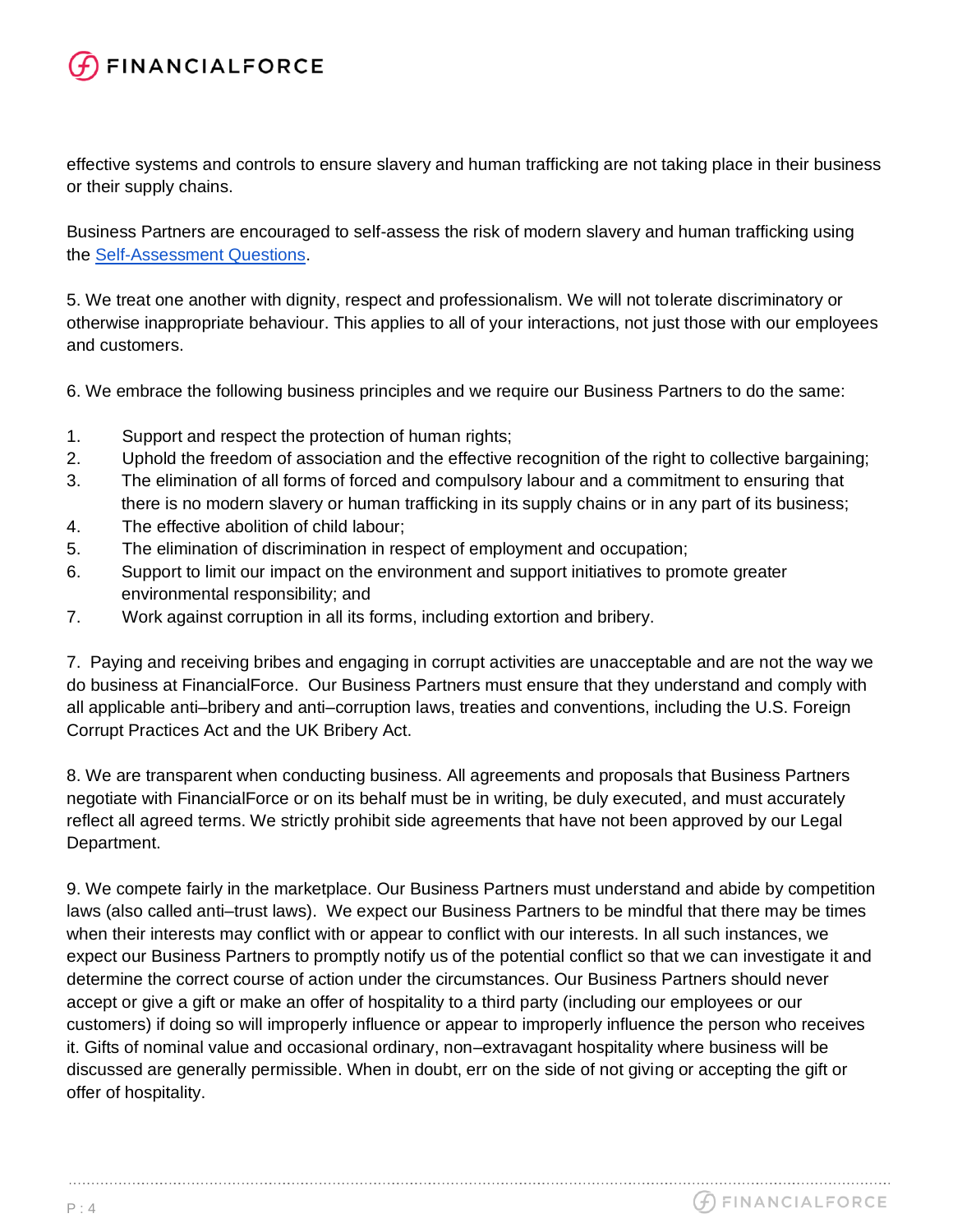effective systems and controls to ensure slavery and human trafficking are not taking place in their business or their supply chains.

Business Partners are encouraged to self-assess the risk of modern slavery and human trafficking using the [Self-Assessment Questions](#).

5. We treat one another with dignity, respect and professionalism. We will not tolerate discriminatory or otherwise inappropriate behaviour. This applies to all of your interactions, not just those with our employees and customers.

6. We embrace the following business principles and we require our Business Partners to do the same:

1. Support and respect the protection of human rights;
2. Uphold the freedom of association and the effective recognition of the right to collective bargaining;
3. The elimination of all forms of forced and compulsory labour and a commitment to ensuring that there is no modern slavery or human trafficking in its supply chains or in any part of its business;
4. The effective abolition of child labour;
5. The elimination of discrimination in respect of employment and occupation;
6. Support to limit our impact on the environment and support initiatives to promote greater environmental responsibility; and
7. Work against corruption in all its forms, including extortion and bribery.

7. Paying and receiving bribes and engaging in corrupt activities are unacceptable and are not the way we do business at FinancialForce. Our Business Partners must ensure that they understand and comply with all applicable anti–bribery and anti–corruption laws, treaties and conventions, including the U.S. Foreign Corrupt Practices Act and the UK Bribery Act.

8. We are transparent when conducting business. All agreements and proposals that Business Partners negotiate with FinancialForce or on its behalf must be in writing, be duly executed, and must accurately reflect all agreed terms. We strictly prohibit side agreements that have not been approved by our Legal Department.

9. We compete fairly in the marketplace. Our Business Partners must understand and abide by competition laws (also called anti–trust laws). We expect our Business Partners to be mindful that there may be times when their interests may conflict with or appear to conflict with our interests. In all such instances, we expect our Business Partners to promptly notify us of the potential conflict so that we can investigate it and determine the correct course of action under the circumstances. Our Business Partners should never accept or give a gift or make an offer of hospitality to a third party (including our employees or our customers) if doing so will improperly influence or appear to improperly influence the person who receives it. Gifts of nominal value and occasional ordinary, non–extravagant hospitality where business will be discussed are generally permissible. When in doubt, err on the side of not giving or accepting the gift or offer of hospitality.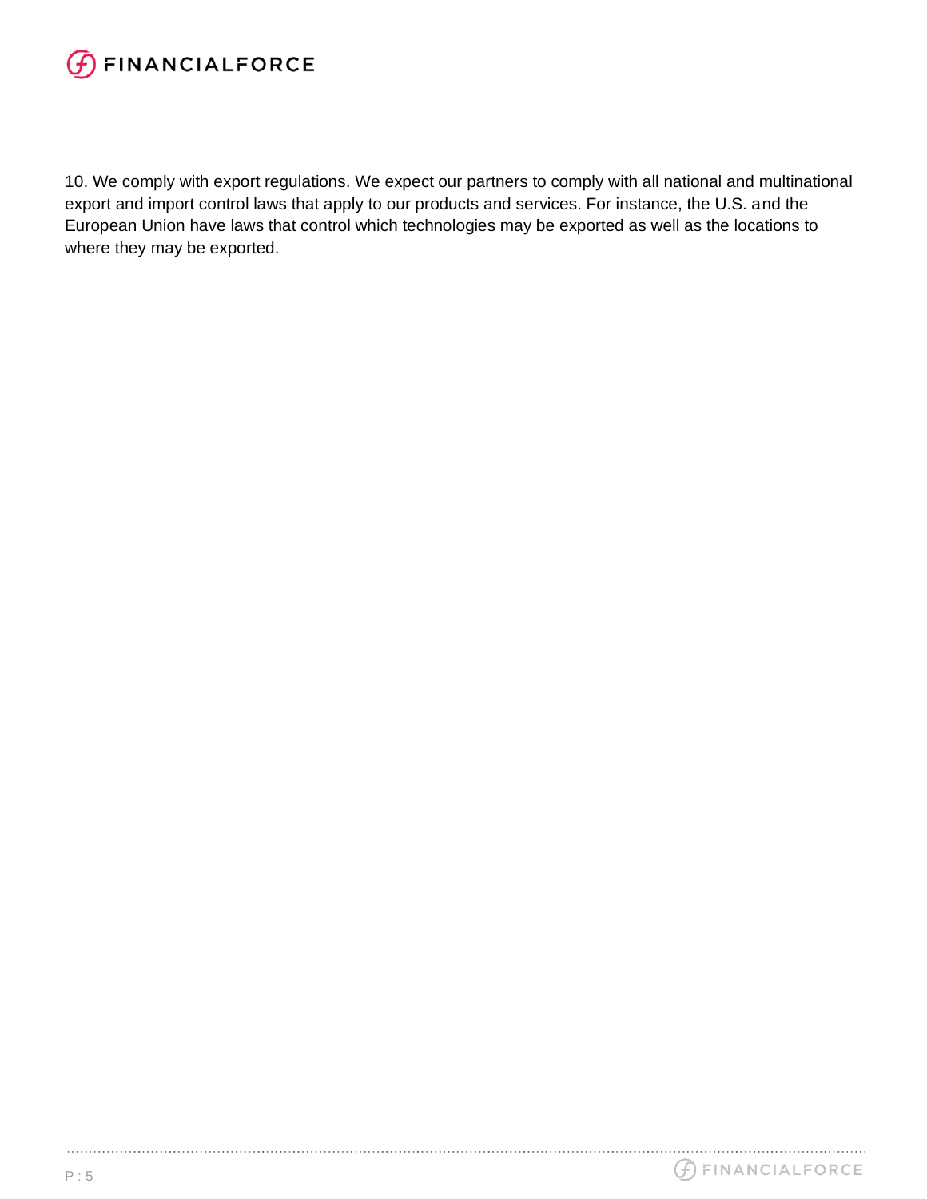10. We comply with export regulations. We expect our partners to comply with all national and multinational export and import control laws that apply to our products and services. For instance, the U.S. and the European Union have laws that control which technologies may be exported as well as the locations to where they may be exported.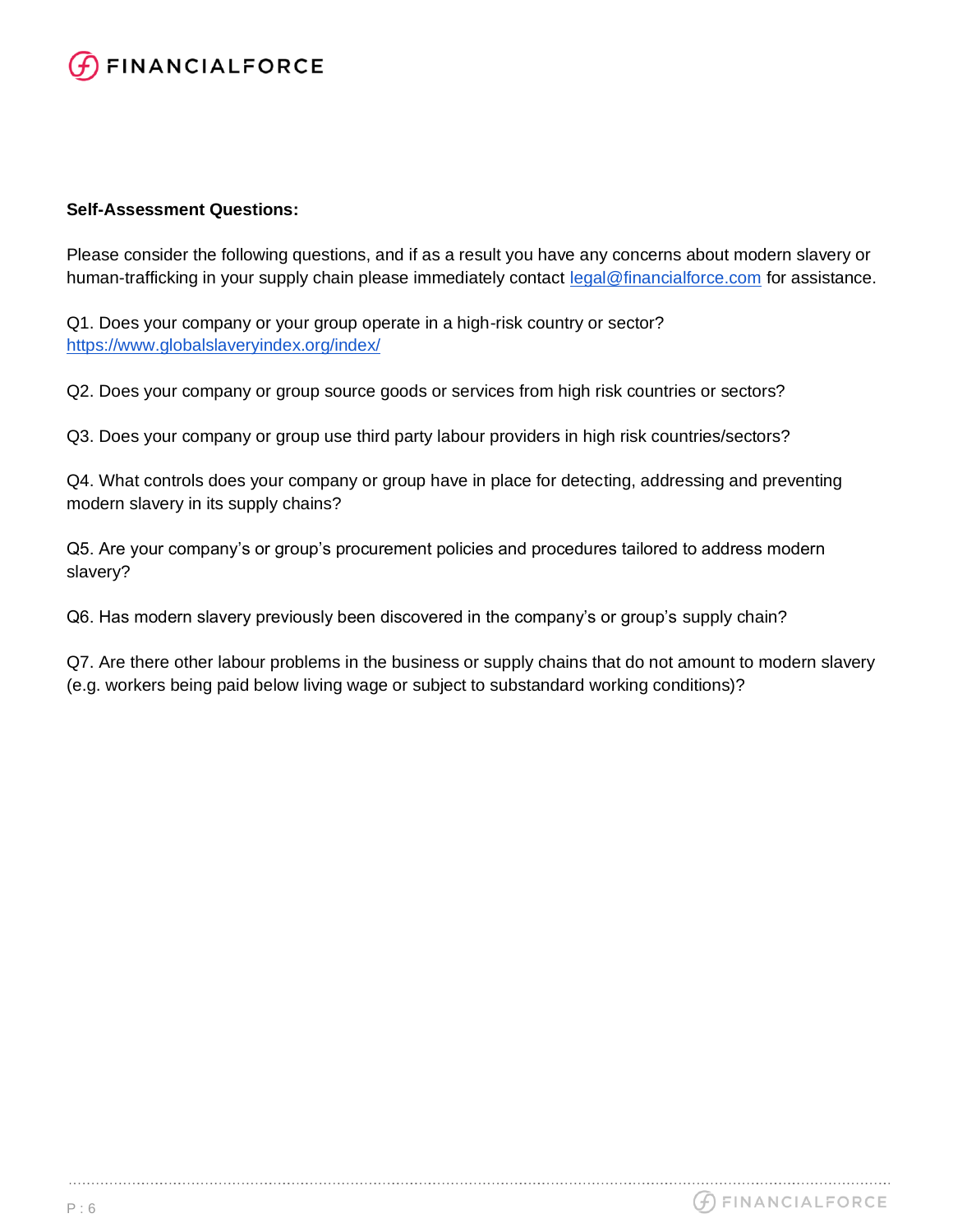**Self-Assessment Questions:**

Please consider the following questions, and if as a result you have any concerns about modern slavery or human-trafficking in your supply chain please immediately contact legal@financialforce.com for assistance.

Q1. Does your company or your group operate in a high-risk country or sector?
https://www.globalslaveryindex.org/index/

Q2. Does your company or group source goods or services from high risk countries or sectors?

Q3. Does your company or group use third party labour providers in high risk countries/sectors?

Q4. What controls does your company or group have in place for detecting, addressing and preventing modern slavery in its supply chains?

Q5. Are your company's or group's procurement policies and procedures tailored to address modern slavery?

Q6. Has modern slavery previously been discovered in the company's or group's supply chain?

Q7. Are there other labour problems in the business or supply chains that do not amount to modern slavery (e.g. workers being paid below living wage or subject to substandard working conditions)?